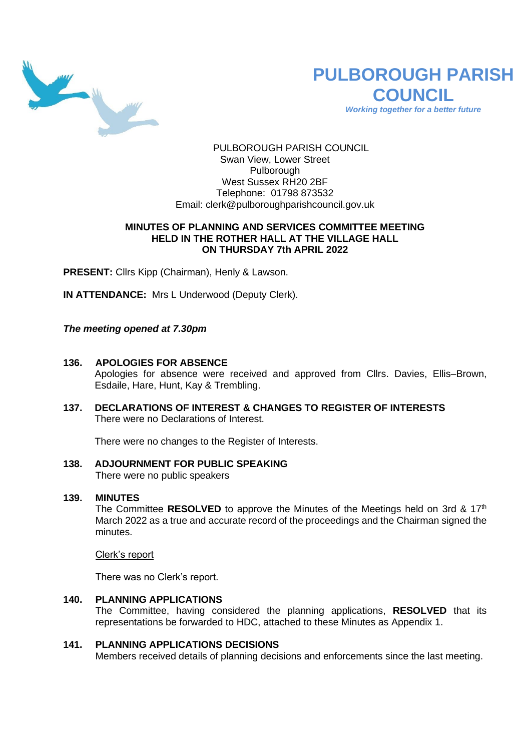# PULBOROUGH PARISH COUNCIL

*Working together for a better future*

PULBOROUGH PARISH COUNCIL
Swan View, Lower Street
Pulborough
West Sussex RH20 2BF
Telephone: 01798 873532
Email: clerk@pulboroughparishcouncil.gov.uk

## MINUTES OF PLANNING AND SERVICES COMMITTEE MEETING HELD IN THE ROTHER HALL AT THE VILLAGE HALL ON THURSDAY 7th APRIL 2022

**PRESENT:** Cllrs Kipp (Chairman), Henly & Lawson.

**IN ATTENDANCE:** Mrs L Underwood (Deputy Clerk).

***The meeting opened at 7.30pm***

**136. APOLOGIES FOR ABSENCE**

Apologies for absence were received and approved from Cllrs. Davies, Ellis–Brown, Esdaile, Hare, Hunt, Kay & Trembling.

**137. DECLARATIONS OF INTEREST & CHANGES TO REGISTER OF INTERESTS**

There were no Declarations of Interest.

There were no changes to the Register of Interests.

**138. ADJOURNMENT FOR PUBLIC SPEAKING**

There were no public speakers

**139. MINUTES**

The Committee **RESOLVED** to approve the Minutes of the Meetings held on 3rd & 17th March 2022 as a true and accurate record of the proceedings and the Chairman signed the minutes.

Clerk's report

There was no Clerk's report.

**140. PLANNING APPLICATIONS**

The Committee, having considered the planning applications, **RESOLVED** that its representations be forwarded to HDC, attached to these Minutes as Appendix 1.

**141. PLANNING APPLICATIONS DECISIONS**

Members received details of planning decisions and enforcements since the last meeting.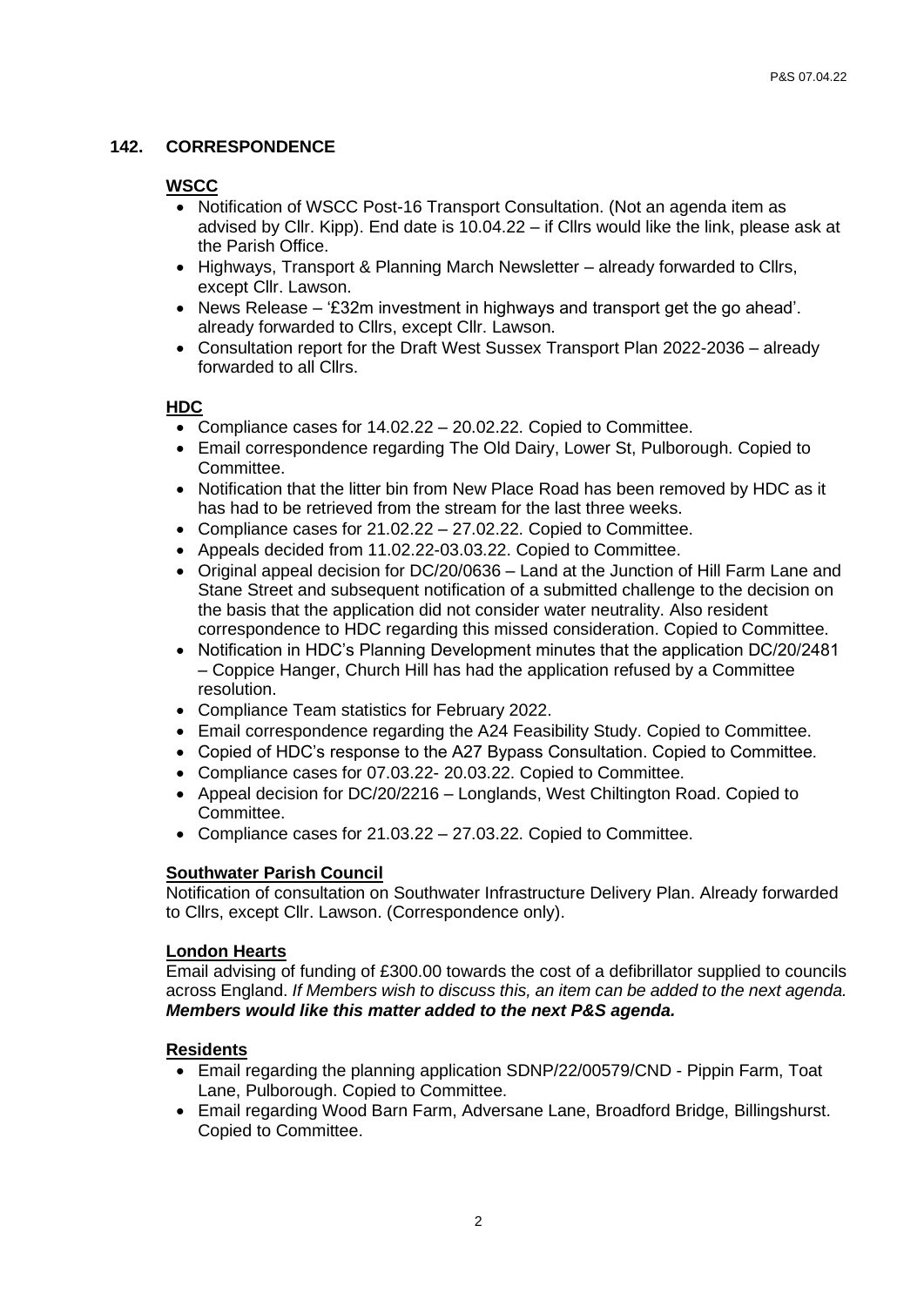## 142. CORRESPONDENCE

**WSCC**

- Notification of WSCC Post-16 Transport Consultation. (Not an agenda item as advised by Cllr. Kipp). End date is 10.04.22 – if Cllrs would like the link, please ask at the Parish Office.
- Highways, Transport & Planning March Newsletter – already forwarded to Cllrs, except Cllr. Lawson.
- News Release – '£32m investment in highways and transport get the go ahead'. already forwarded to Cllrs, except Cllr. Lawson.
- Consultation report for the Draft West Sussex Transport Plan 2022-2036 – already forwarded to all Cllrs.

**HDC**

- Compliance cases for 14.02.22 – 20.02.22. Copied to Committee.
- Email correspondence regarding The Old Dairy, Lower St, Pulborough. Copied to Committee.
- Notification that the litter bin from New Place Road has been removed by HDC as it has had to be retrieved from the stream for the last three weeks.
- Compliance cases for 21.02.22 – 27.02.22. Copied to Committee.
- Appeals decided from 11.02.22-03.03.22. Copied to Committee.
- Original appeal decision for DC/20/0636 – Land at the Junction of Hill Farm Lane and Stane Street and subsequent notification of a submitted challenge to the decision on the basis that the application did not consider water neutrality. Also resident correspondence to HDC regarding this missed consideration. Copied to Committee.
- Notification in HDC's Planning Development minutes that the application DC/20/2481 – Coppice Hanger, Church Hill has had the application refused by a Committee resolution.
- Compliance Team statistics for February 2022.
- Email correspondence regarding the A24 Feasibility Study. Copied to Committee.
- Copied of HDC's response to the A27 Bypass Consultation. Copied to Committee.
- Compliance cases for 07.03.22- 20.03.22. Copied to Committee.
- Appeal decision for DC/20/2216 – Longlands, West Chiltington Road. Copied to Committee.
- Compliance cases for 21.03.22 – 27.03.22. Copied to Committee.

**Southwater Parish Council**

Notification of consultation on Southwater Infrastructure Delivery Plan. Already forwarded to Cllrs, except Cllr. Lawson. (Correspondence only).

**London Hearts**

Email advising of funding of £300.00 towards the cost of a defibrillator supplied to councils across England. *If Members wish to discuss this, an item can be added to the next agenda.* ***Members would like this matter added to the next P&S agenda.***

**Residents**

- Email regarding the planning application SDNP/22/00579/CND - Pippin Farm, Toat Lane, Pulborough. Copied to Committee.
- Email regarding Wood Barn Farm, Adversane Lane, Broadford Bridge, Billingshurst. Copied to Committee.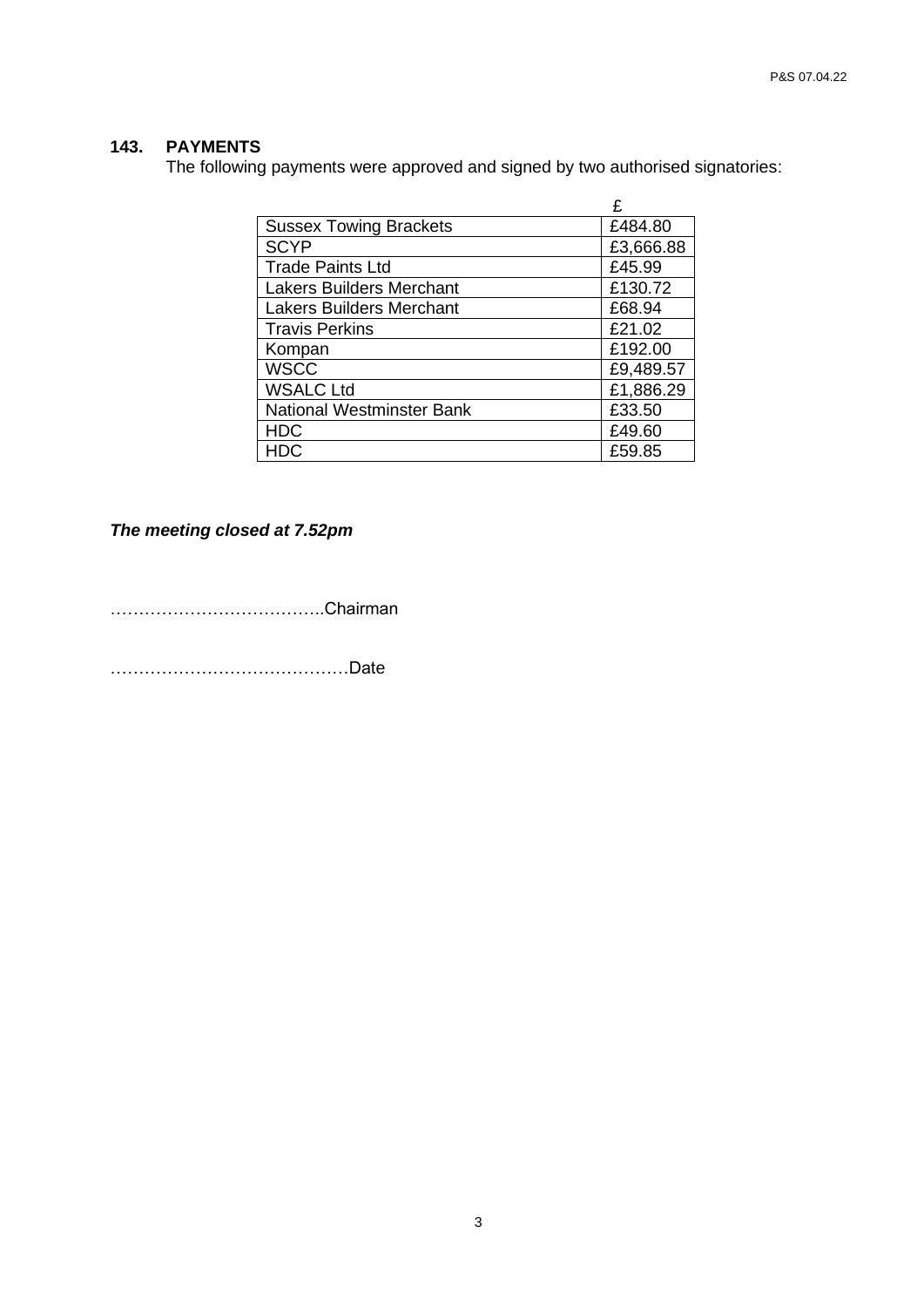### 143. PAYMENTS

The following payments were approved and signed by two authorised signatories:

| | £ |
|---|---|
| Sussex Towing Brackets | £484.80 |
| SCYP | £3,666.88 |
| Trade Paints Ltd | £45.99 |
| Lakers Builders Merchant | £130.72 |
| Lakers Builders Merchant | £68.94 |
| Travis Perkins | £21.02 |
| Kompan | £192.00 |
| WSCC | £9,489.57 |
| WSALC Ltd | £1,886.29 |
| National Westminster Bank | £33.50 |
| HDC | £49.60 |
| HDC | £59.85 |

***The meeting closed at 7.52pm***

………………………………..Chairman

……………………………………Date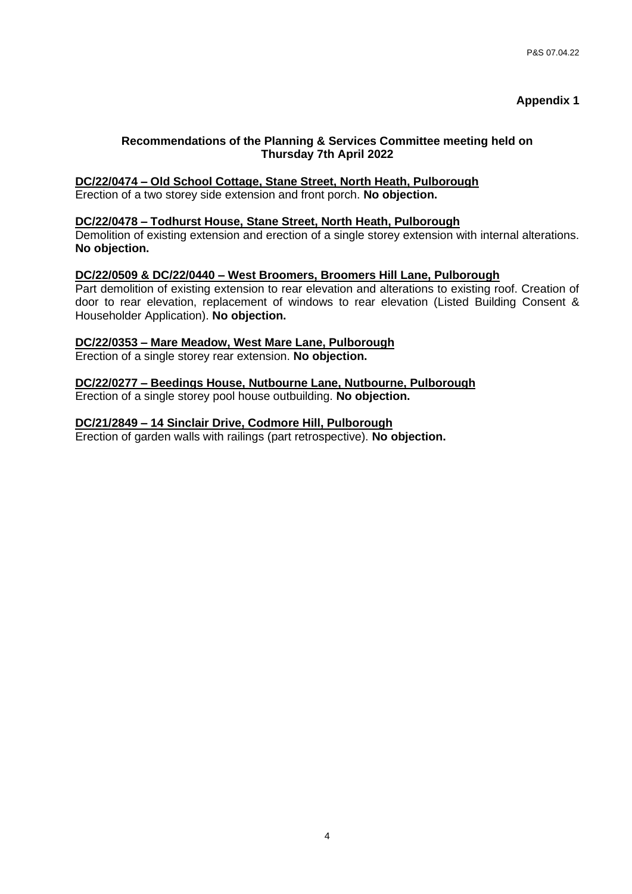**Appendix 1**

**Recommendations of the Planning & Services Committee meeting held on Thursday 7th April 2022**

**DC/22/0474 – Old School Cottage, Stane Street, North Heath, Pulborough**
Erection of a two storey side extension and front porch. **No objection.**

**DC/22/0478 – Todhurst House, Stane Street, North Heath, Pulborough**
Demolition of existing extension and erection of a single storey extension with internal alterations. **No objection.**

**DC/22/0509 & DC/22/0440 – West Broomers, Broomers Hill Lane, Pulborough**
Part demolition of existing extension to rear elevation and alterations to existing roof. Creation of door to rear elevation, replacement of windows to rear elevation (Listed Building Consent & Householder Application). **No objection.**

**DC/22/0353 – Mare Meadow, West Mare Lane, Pulborough**
Erection of a single storey rear extension. **No objection.**

**DC/22/0277 – Beedings House, Nutbourne Lane, Nutbourne, Pulborough**
Erection of a single storey pool house outbuilding. **No objection.**

**DC/21/2849 – 14 Sinclair Drive, Codmore Hill, Pulborough**
Erection of garden walls with railings (part retrospective). **No objection.**